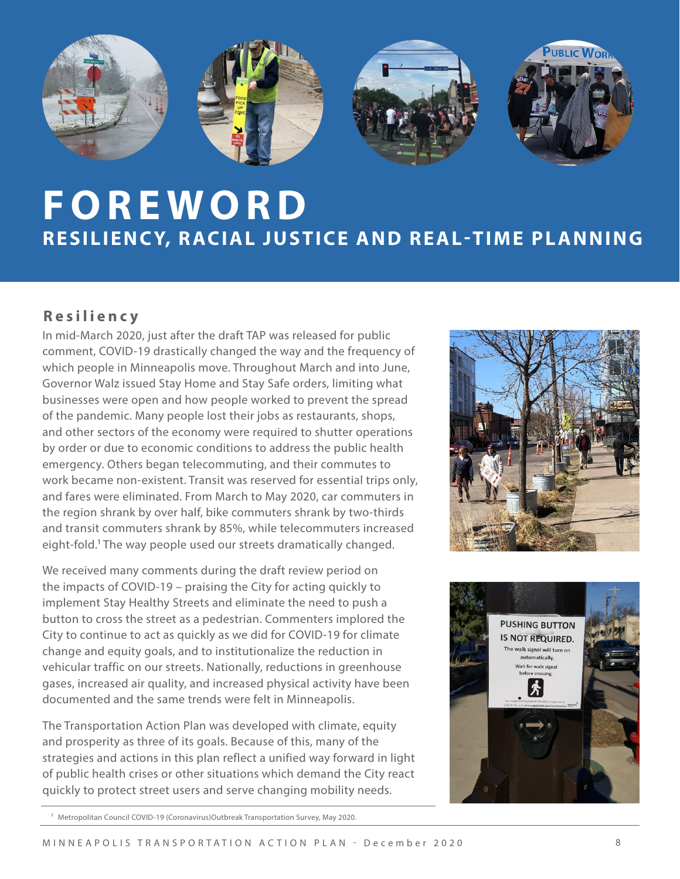# FOREWORD

## RESILIENCY, RACIAL JUSTICE AND REAL-TIME PLANNING

### Resiliency

In mid-March 2020, just after the draft TAP was released for public comment, COVID-19 drastically changed the way and the frequency of which people in Minneapolis move. Throughout March and into June, Governor Walz issued Stay Home and Stay Safe orders, limiting what businesses were open and how people worked to prevent the spread of the pandemic. Many people lost their jobs as restaurants, shops, and other sectors of the economy were required to shutter operations by order or due to economic conditions to address the public health emergency. Others began telecommuting, and their commutes to work became non-existent. Transit was reserved for essential trips only, and fares were eliminated. From March to May 2020, car commuters in the region shrank by over half, bike commuters shrank by two-thirds and transit commuters shrank by 85%, while telecommuters increased eight-fold.[1] The way people used our streets dramatically changed.

We received many comments during the draft review period on the impacts of COVID-19 – praising the City for acting quickly to implement Stay Healthy Streets and eliminate the need to push a button to cross the street as a pedestrian. Commenters implored the City to continue to act as quickly as we did for COVID-19 for climate change and equity goals, and to institutionalize the reduction in vehicular traffic on our streets. Nationally, reductions in greenhouse gases, increased air quality, and increased physical activity have been documented and the same trends were felt in Minneapolis.

The Transportation Action Plan was developed with climate, equity and prosperity as three of its goals. Because of this, many of the strategies and actions in this plan reflect a unified way forward in light of public health crises or other situations which demand the City react quickly to protect street users and serve changing mobility needs.

[1] Metropolitan Council COVID-19 (Coronavirus)Outbreak Transportation Survey, May 2020.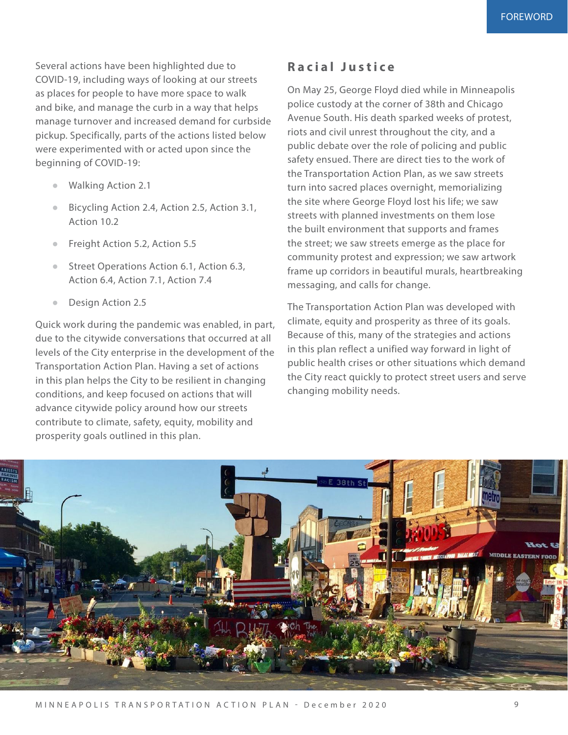Several actions have been highlighted due to COVID-19, including ways of looking at our streets as places for people to have more space to walk and bike, and manage the curb in a way that helps manage turnover and increased demand for curbside pickup. Specifically, parts of the actions listed below were experimented with or acted upon since the beginning of COVID-19:

- Walking Action 2.1
- Bicycling Action 2.4, Action 2.5, Action 3.1, Action 10.2
- Freight Action 5.2, Action 5.5
- Street Operations Action 6.1, Action 6.3, Action 6.4, Action 7.1, Action 7.4
- Design Action 2.5

Quick work during the pandemic was enabled, in part, due to the citywide conversations that occurred at all levels of the City enterprise in the development of the Transportation Action Plan. Having a set of actions in this plan helps the City to be resilient in changing conditions, and keep focused on actions that will advance citywide policy around how our streets contribute to climate, safety, equity, mobility and prosperity goals outlined in this plan.

## Racial Justice

On May 25, George Floyd died while in Minneapolis police custody at the corner of 38th and Chicago Avenue South. His death sparked weeks of protest, riots and civil unrest throughout the city, and a public debate over the role of policing and public safety ensued. There are direct ties to the work of the Transportation Action Plan, as we saw streets turn into sacred places overnight, memorializing the site where George Floyd lost his life; we saw streets with planned investments on them lose the built environment that supports and frames the street; we saw streets emerge as the place for community protest and expression; we saw artwork frame up corridors in beautiful murals, heartbreaking messaging, and calls for change.

The Transportation Action Plan was developed with climate, equity and prosperity as three of its goals. Because of this, many of the strategies and actions in this plan reflect a unified way forward in light of public health crises or other situations which demand the City react quickly to protect street users and serve changing mobility needs.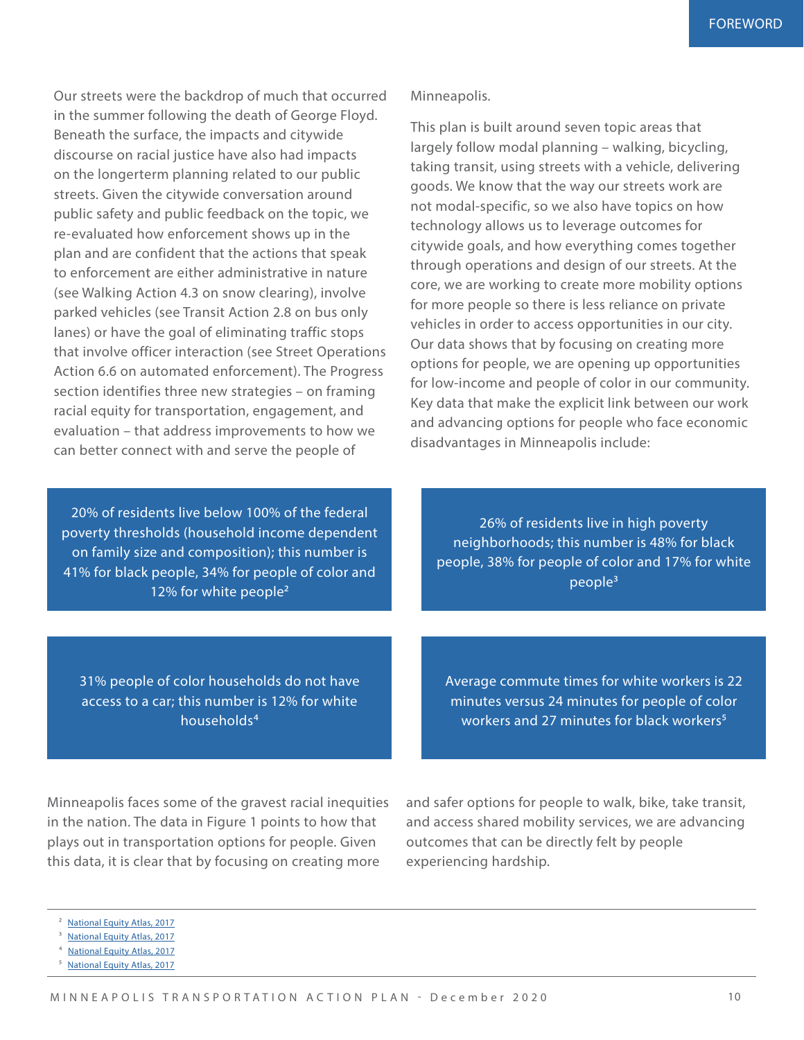Our streets were the backdrop of much that occurred in the summer following the death of George Floyd. Beneath the surface, the impacts and citywide discourse on racial justice have also had impacts on the longerterm planning related to our public streets. Given the citywide conversation around public safety and public feedback on the topic, we re-evaluated how enforcement shows up in the plan and are confident that the actions that speak to enforcement are either administrative in nature (see Walking Action 4.3 on snow clearing), involve parked vehicles (see Transit Action 2.8 on bus only lanes) or have the goal of eliminating traffic stops that involve officer interaction (see Street Operations Action 6.6 on automated enforcement). The Progress section identifies three new strategies – on framing racial equity for transportation, engagement, and evaluation – that address improvements to how we can better connect with and serve the people of Minneapolis.

This plan is built around seven topic areas that largely follow modal planning – walking, bicycling, taking transit, using streets with a vehicle, delivering goods. We know that the way our streets work are not modal-specific, so we also have topics on how technology allows us to leverage outcomes for citywide goals, and how everything comes together through operations and design of our streets. At the core, we are working to create more mobility options for more people so there is less reliance on private vehicles in order to access opportunities in our city. Our data shows that by focusing on creating more options for people, we are opening up opportunities for low-income and people of color in our community. Key data that make the explicit link between our work and advancing options for people who face economic disadvantages in Minneapolis include:

20% of residents live below 100% of the federal poverty thresholds (household income dependent on family size and composition); this number is 41% for black people, 34% for people of color and 12% for white people[2]

26% of residents live in high poverty neighborhoods; this number is 48% for black people, 38% for people of color and 17% for white people[3]

31% people of color households do not have access to a car; this number is 12% for white households[4]

Average commute times for white workers is 22 minutes versus 24 minutes for people of color workers and 27 minutes for black workers[5]

Minneapolis faces some of the gravest racial inequities in the nation. The data in Figure 1 points to how that plays out in transportation options for people. Given this data, it is clear that by focusing on creating more and safer options for people to walk, bike, take transit, and access shared mobility services, we are advancing outcomes that can be directly felt by people experiencing hardship.

---

[2] National Equity Atlas, 2017

[3] National Equity Atlas, 2017

[4] National Equity Atlas, 2017

[5] National Equity Atlas, 2017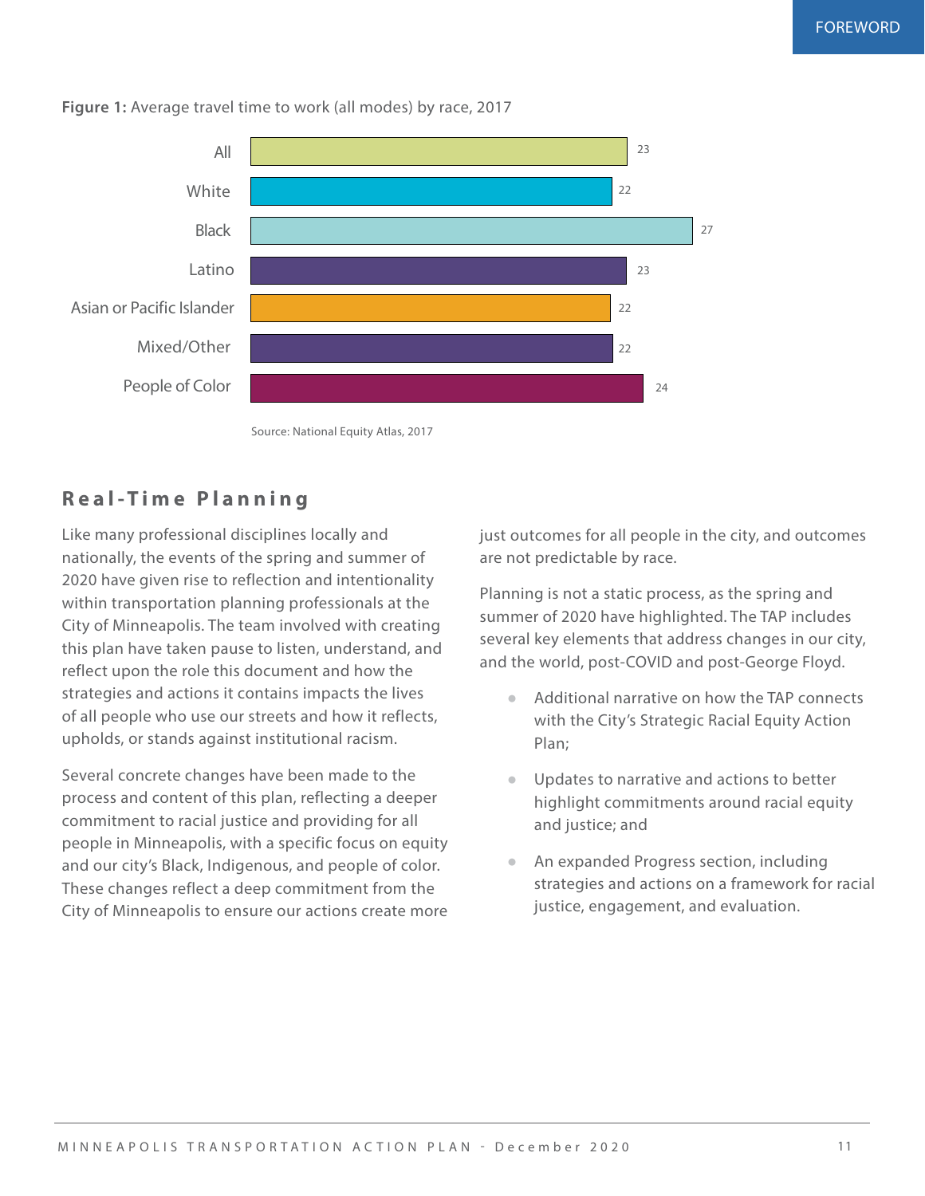**Figure 1:** Average travel time to work (all modes) by race, 2017

All
23
White
22
Black
27
Latino
23
Asian or Pacific Islander
22
Mixed/Other
22
People of Color
24

Source: National Equity Atlas, 2017

## Real-Time Planning

Like many professional disciplines locally and nationally, the events of the spring and summer of 2020 have given rise to reflection and intentionality within transportation planning professionals at the City of Minneapolis. The team involved with creating this plan have taken pause to listen, understand, and reflect upon the role this document and how the strategies and actions it contains impacts the lives of all people who use our streets and how it reflects, upholds, or stands against institutional racism.

Several concrete changes have been made to the process and content of this plan, reflecting a deeper commitment to racial justice and providing for all people in Minneapolis, with a specific focus on equity and our city's Black, Indigenous, and people of color. These changes reflect a deep commitment from the City of Minneapolis to ensure our actions create more just outcomes for all people in the city, and outcomes are not predictable by race.

Planning is not a static process, as the spring and summer of 2020 have highlighted. The TAP includes several key elements that address changes in our city, and the world, post-COVID and post-George Floyd.

- Additional narrative on how the TAP connects with the City's Strategic Racial Equity Action Plan;
- Updates to narrative and actions to better highlight commitments around racial equity and justice; and
- An expanded Progress section, including strategies and actions on a framework for racial justice, engagement, and evaluation.